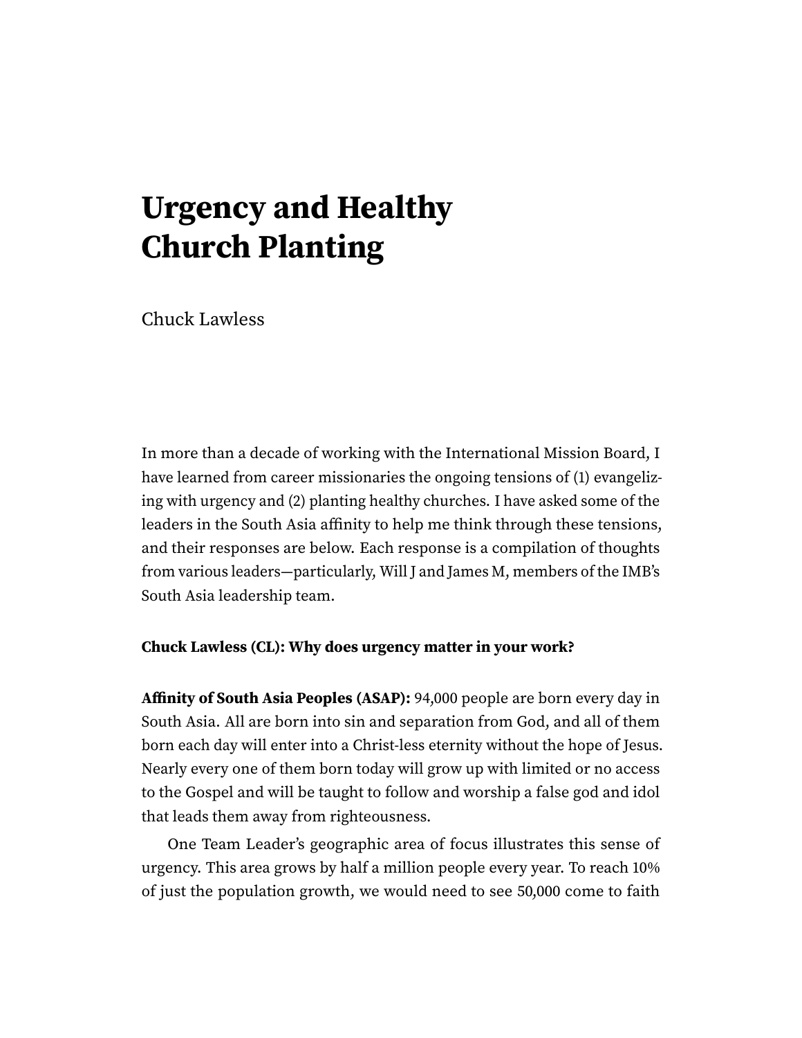# Urgency and Healthy Church Planting

Chuck Lawless

In more than a decade of working with the International Mission Board, I have learned from career missionaries the ongoing tensions of (1) evangelizing with urgency and (2) planting healthy churches. I have asked some of the leaders in the South Asia affinity to help me think through these tensions, and their responses are below. Each response is a compilation of thoughts from various leaders—particularly, Will J and James M, members of the IMB's South Asia leadership team.

**Chuck Lawless (CL): Why does urgency matter in your work?**

**Affinity of South Asia Peoples (ASAP):** 94,000 people are born every day in South Asia. All are born into sin and separation from God, and all of them born each day will enter into a Christ-less eternity without the hope of Jesus. Nearly every one of them born today will grow up with limited or no access to the Gospel and will be taught to follow and worship a false god and idol that leads them away from righteousness.

One Team Leader's geographic area of focus illustrates this sense of urgency. This area grows by half a million people every year. To reach 10% of just the population growth, we would need to see 50,000 come to faith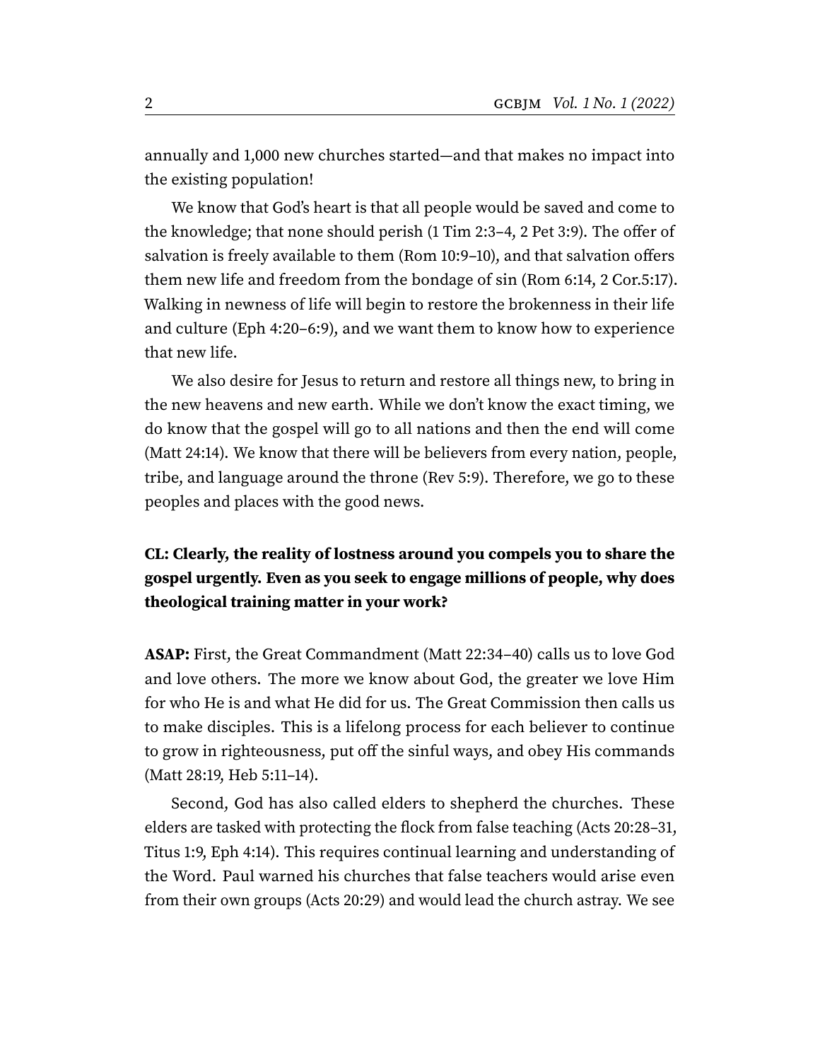annually and 1,000 new churches started—and that makes no impact into the existing population!

We know that God's heart is that all people would be saved and come to the knowledge; that none should perish (1 Tim 2:3–4, 2 Pet 3:9). The offer of salvation is freely available to them (Rom 10:9–10), and that salvation offers them new life and freedom from the bondage of sin (Rom 6:14, 2 Cor.5:17). Walking in newness of life will begin to restore the brokenness in their life and culture (Eph 4:20–6:9), and we want them to know how to experience that new life.

We also desire for Jesus to return and restore all things new, to bring in the new heavens and new earth. While we don't know the exact timing, we do know that the gospel will go to all nations and then the end will come (Matt 24:14). We know that there will be believers from every nation, people, tribe, and language around the throne (Rev 5:9). Therefore, we go to these peoples and places with the good news.

**CL: Clearly, the reality of lostness around you compels you to share the gospel urgently. Even as you seek to engage millions of people, why does theological training matter in your work?**

**ASAP:** First, the Great Commandment (Matt 22:34–40) calls us to love God and love others. The more we know about God, the greater we love Him for who He is and what He did for us. The Great Commission then calls us to make disciples. This is a lifelong process for each believer to continue to grow in righteousness, put off the sinful ways, and obey His commands (Matt 28:19, Heb 5:11–14).

Second, God has also called elders to shepherd the churches. These elders are tasked with protecting the flock from false teaching (Acts 20:28–31, Titus 1:9, Eph 4:14). This requires continual learning and understanding of the Word. Paul warned his churches that false teachers would arise even from their own groups (Acts 20:29) and would lead the church astray. We see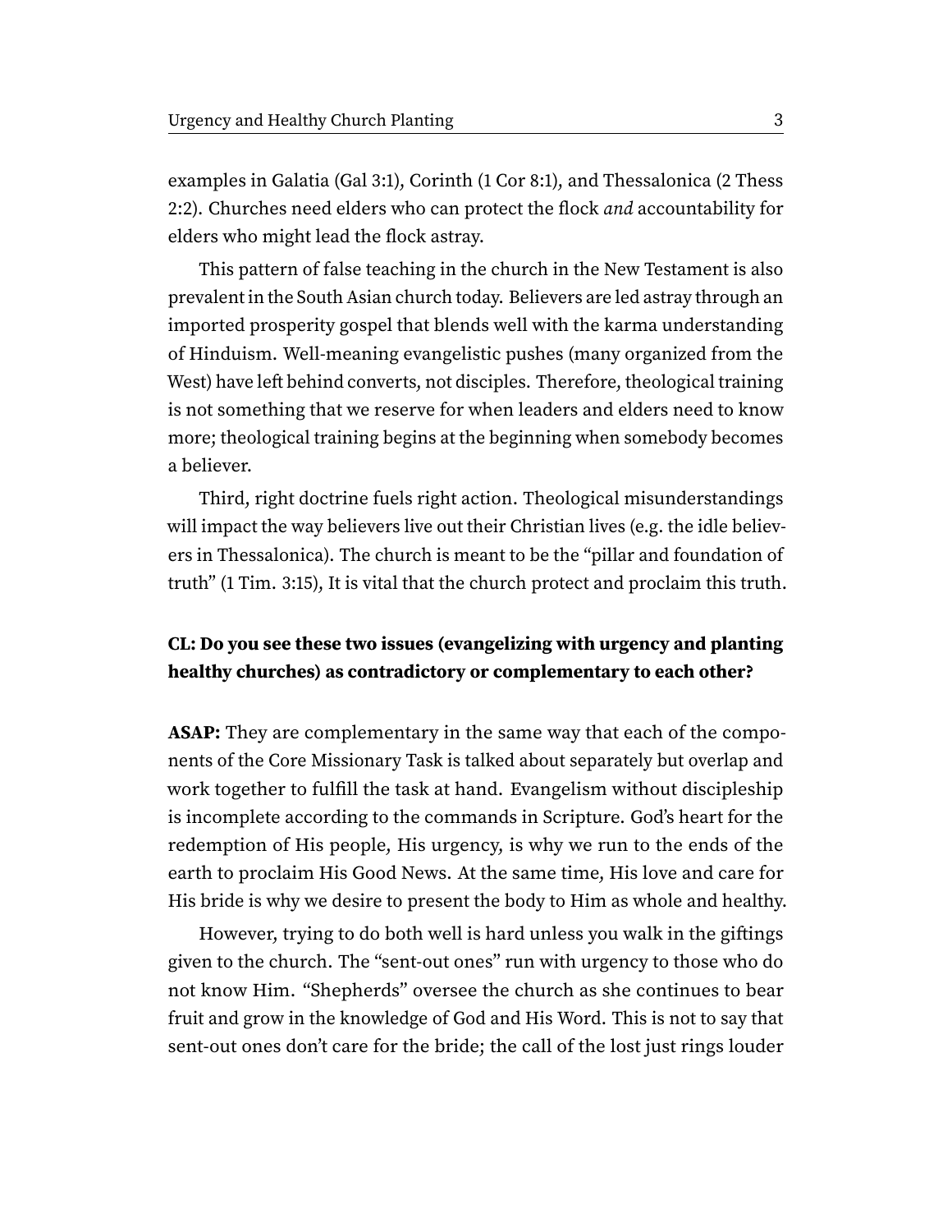examples in Galatia (Gal 3:1), Corinth (1 Cor 8:1), and Thessalonica (2 Thess 2:2). Churches need elders who can protect the flock *and* accountability for elders who might lead the flock astray.

This pattern of false teaching in the church in the New Testament is also prevalent in the South Asian church today. Believers are led astray through an imported prosperity gospel that blends well with the karma understanding of Hinduism. Well-meaning evangelistic pushes (many organized from the West) have left behind converts, not disciples. Therefore, theological training is not something that we reserve for when leaders and elders need to know more; theological training begins at the beginning when somebody becomes a believer.

Third, right doctrine fuels right action. Theological misunderstandings will impact the way believers live out their Christian lives (e.g. the idle believers in Thessalonica). The church is meant to be the "pillar and foundation of truth" (1 Tim. 3:15), It is vital that the church protect and proclaim this truth.

**CL: Do you see these two issues (evangelizing with urgency and planting healthy churches) as contradictory or complementary to each other?**

**ASAP:** They are complementary in the same way that each of the components of the Core Missionary Task is talked about separately but overlap and work together to fulfill the task at hand. Evangelism without discipleship is incomplete according to the commands in Scripture. God's heart for the redemption of His people, His urgency, is why we run to the ends of the earth to proclaim His Good News. At the same time, His love and care for His bride is why we desire to present the body to Him as whole and healthy.

However, trying to do both well is hard unless you walk in the giftings given to the church. The "sent-out ones" run with urgency to those who do not know Him. "Shepherds" oversee the church as she continues to bear fruit and grow in the knowledge of God and His Word. This is not to say that sent-out ones don't care for the bride; the call of the lost just rings louder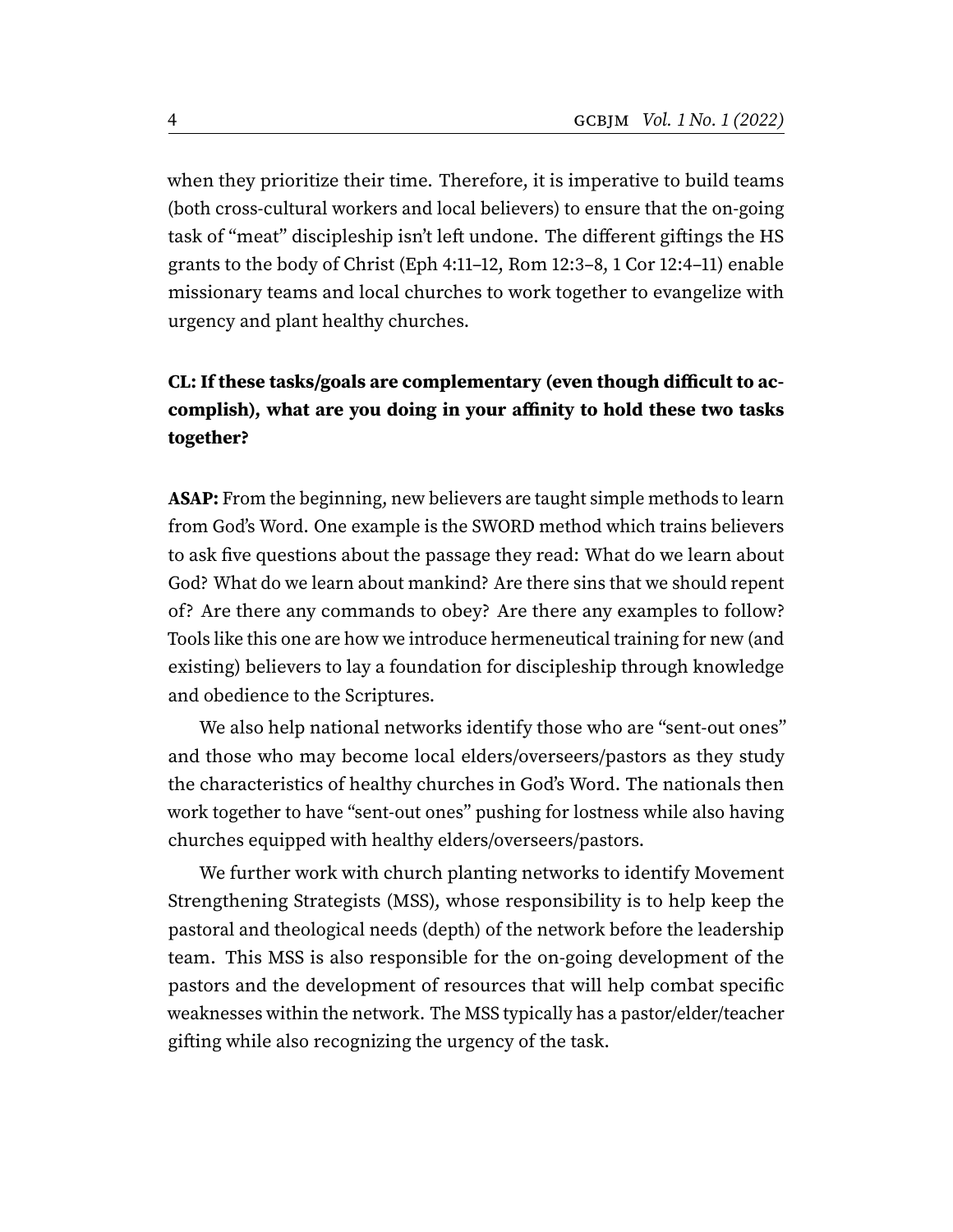when they prioritize their time. Therefore, it is imperative to build teams (both cross-cultural workers and local believers) to ensure that the on-going task of "meat" discipleship isn't left undone. The different giftings the HS grants to the body of Christ (Eph 4:11–12, Rom 12:3–8, 1 Cor 12:4–11) enable missionary teams and local churches to work together to evangelize with urgency and plant healthy churches.

**CL: If these tasks/goals are complementary (even though difficult to accomplish), what are you doing in your affinity to hold these two tasks together?**

**ASAP:** From the beginning, new believers are taught simple methods to learn from God's Word. One example is the SWORD method which trains believers to ask five questions about the passage they read: What do we learn about God? What do we learn about mankind? Are there sins that we should repent of? Are there any commands to obey? Are there any examples to follow? Tools like this one are how we introduce hermeneutical training for new (and existing) believers to lay a foundation for discipleship through knowledge and obedience to the Scriptures.

We also help national networks identify those who are "sent-out ones" and those who may become local elders/overseers/pastors as they study the characteristics of healthy churches in God's Word. The nationals then work together to have "sent-out ones" pushing for lostness while also having churches equipped with healthy elders/overseers/pastors.

We further work with church planting networks to identify Movement Strengthening Strategists (MSS), whose responsibility is to help keep the pastoral and theological needs (depth) of the network before the leadership team. This MSS is also responsible for the on-going development of the pastors and the development of resources that will help combat specific weaknesses within the network. The MSS typically has a pastor/elder/teacher gifting while also recognizing the urgency of the task.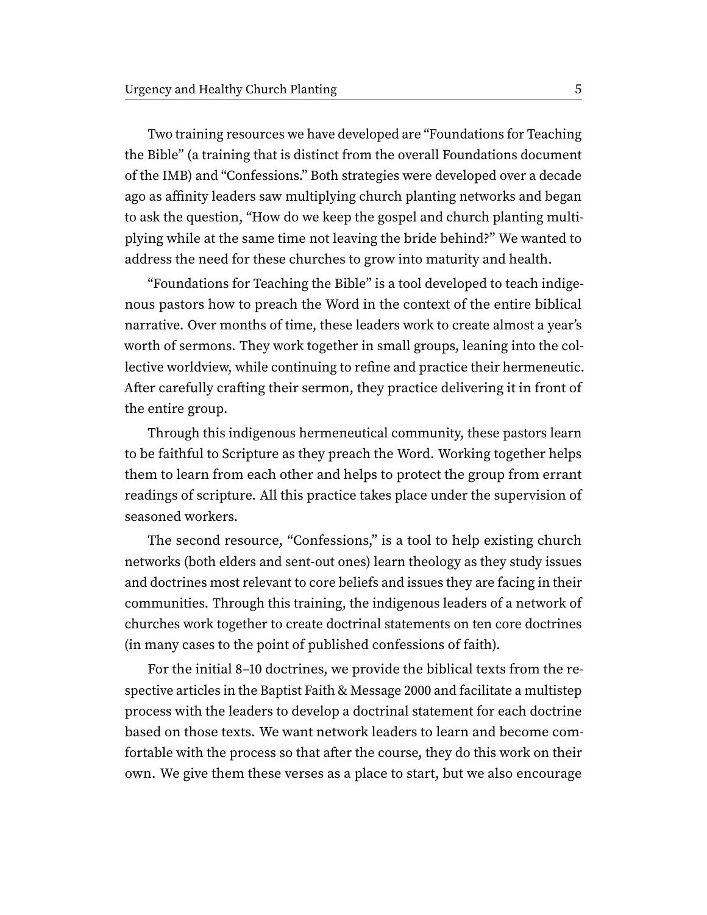Two training resources we have developed are "Foundations for Teaching the Bible" (a training that is distinct from the overall Foundations document of the IMB) and "Confessions." Both strategies were developed over a decade ago as affinity leaders saw multiplying church planting networks and began to ask the question, "How do we keep the gospel and church planting multiplying while at the same time not leaving the bride behind?" We wanted to address the need for these churches to grow into maturity and health.

"Foundations for Teaching the Bible" is a tool developed to teach indigenous pastors how to preach the Word in the context of the entire biblical narrative. Over months of time, these leaders work to create almost a year's worth of sermons. They work together in small groups, leaning into the collective worldview, while continuing to refine and practice their hermeneutic. After carefully crafting their sermon, they practice delivering it in front of the entire group.

Through this indigenous hermeneutical community, these pastors learn to be faithful to Scripture as they preach the Word. Working together helps them to learn from each other and helps to protect the group from errant readings of scripture. All this practice takes place under the supervision of seasoned workers.

The second resource, "Confessions," is a tool to help existing church networks (both elders and sent-out ones) learn theology as they study issues and doctrines most relevant to core beliefs and issues they are facing in their communities. Through this training, the indigenous leaders of a network of churches work together to create doctrinal statements on ten core doctrines (in many cases to the point of published confessions of faith).

For the initial 8–10 doctrines, we provide the biblical texts from the respective articles in the Baptist Faith & Message 2000 and facilitate a multistep process with the leaders to develop a doctrinal statement for each doctrine based on those texts. We want network leaders to learn and become comfortable with the process so that after the course, they do this work on their own. We give them these verses as a place to start, but we also encourage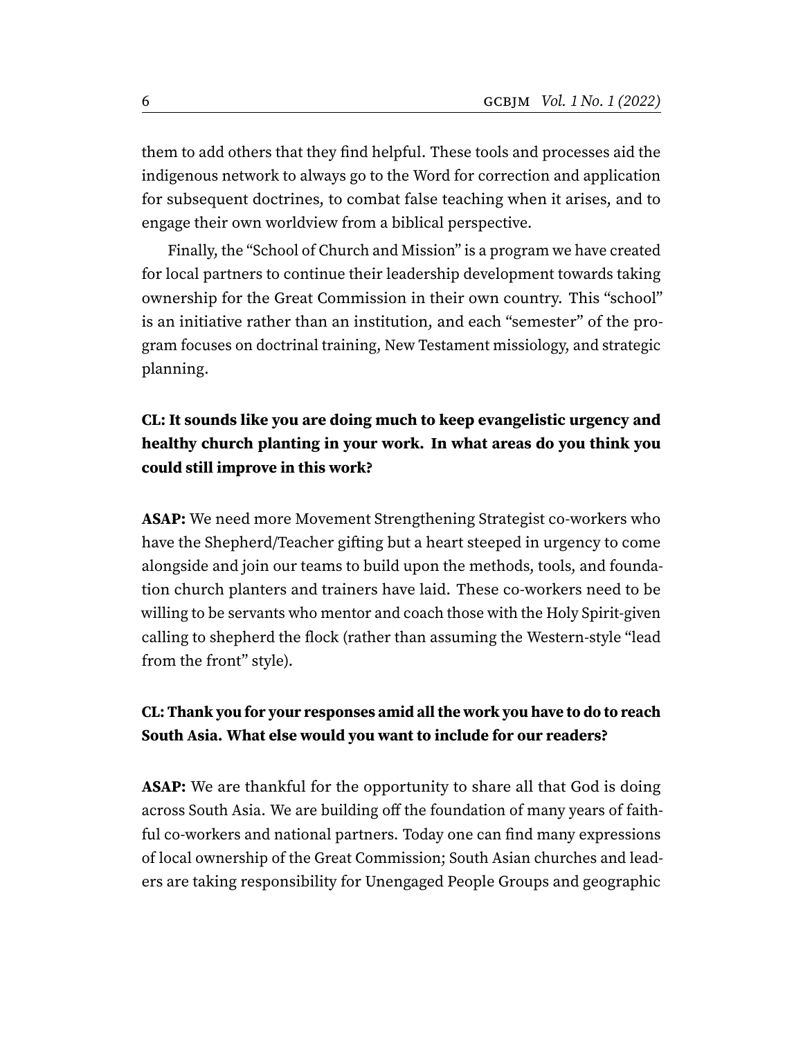them to add others that they find helpful. These tools and processes aid the indigenous network to always go to the Word for correction and application for subsequent doctrines, to combat false teaching when it arises, and to engage their own worldview from a biblical perspective.

Finally, the "School of Church and Mission" is a program we have created for local partners to continue their leadership development towards taking ownership for the Great Commission in their own country. This "school" is an initiative rather than an institution, and each "semester" of the program focuses on doctrinal training, New Testament missiology, and strategic planning.

**CL: It sounds like you are doing much to keep evangelistic urgency and healthy church planting in your work. In what areas do you think you could still improve in this work?**

**ASAP:** We need more Movement Strengthening Strategist co-workers who have the Shepherd/Teacher gifting but a heart steeped in urgency to come alongside and join our teams to build upon the methods, tools, and foundation church planters and trainers have laid. These co-workers need to be willing to be servants who mentor and coach those with the Holy Spirit-given calling to shepherd the flock (rather than assuming the Western-style "lead from the front" style).

**CL: Thank you for your responses amid all the work you have to do to reach South Asia. What else would you want to include for our readers?**

**ASAP:** We are thankful for the opportunity to share all that God is doing across South Asia. We are building off the foundation of many years of faithful co-workers and national partners. Today one can find many expressions of local ownership of the Great Commission; South Asian churches and leaders are taking responsibility for Unengaged People Groups and geographic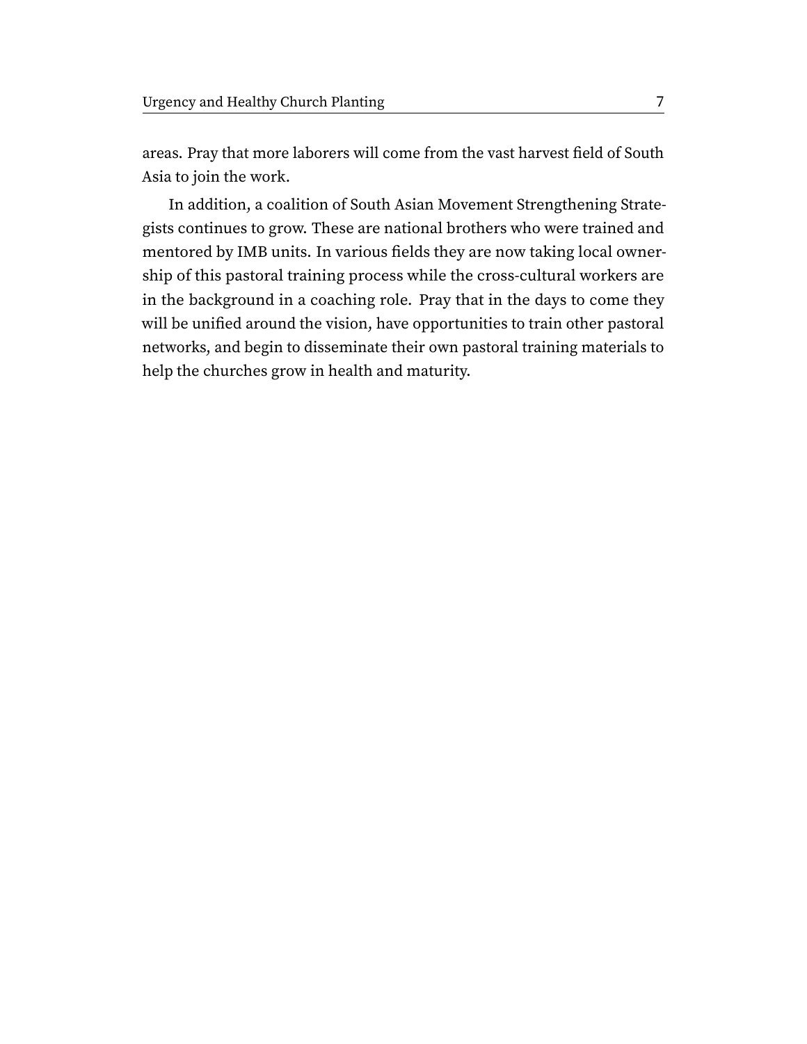areas. Pray that more laborers will come from the vast harvest field of South Asia to join the work.

In addition, a coalition of South Asian Movement Strengthening Strategists continues to grow. These are national brothers who were trained and mentored by IMB units. In various fields they are now taking local ownership of this pastoral training process while the cross-cultural workers are in the background in a coaching role. Pray that in the days to come they will be unified around the vision, have opportunities to train other pastoral networks, and begin to disseminate their own pastoral training materials to help the churches grow in health and maturity.